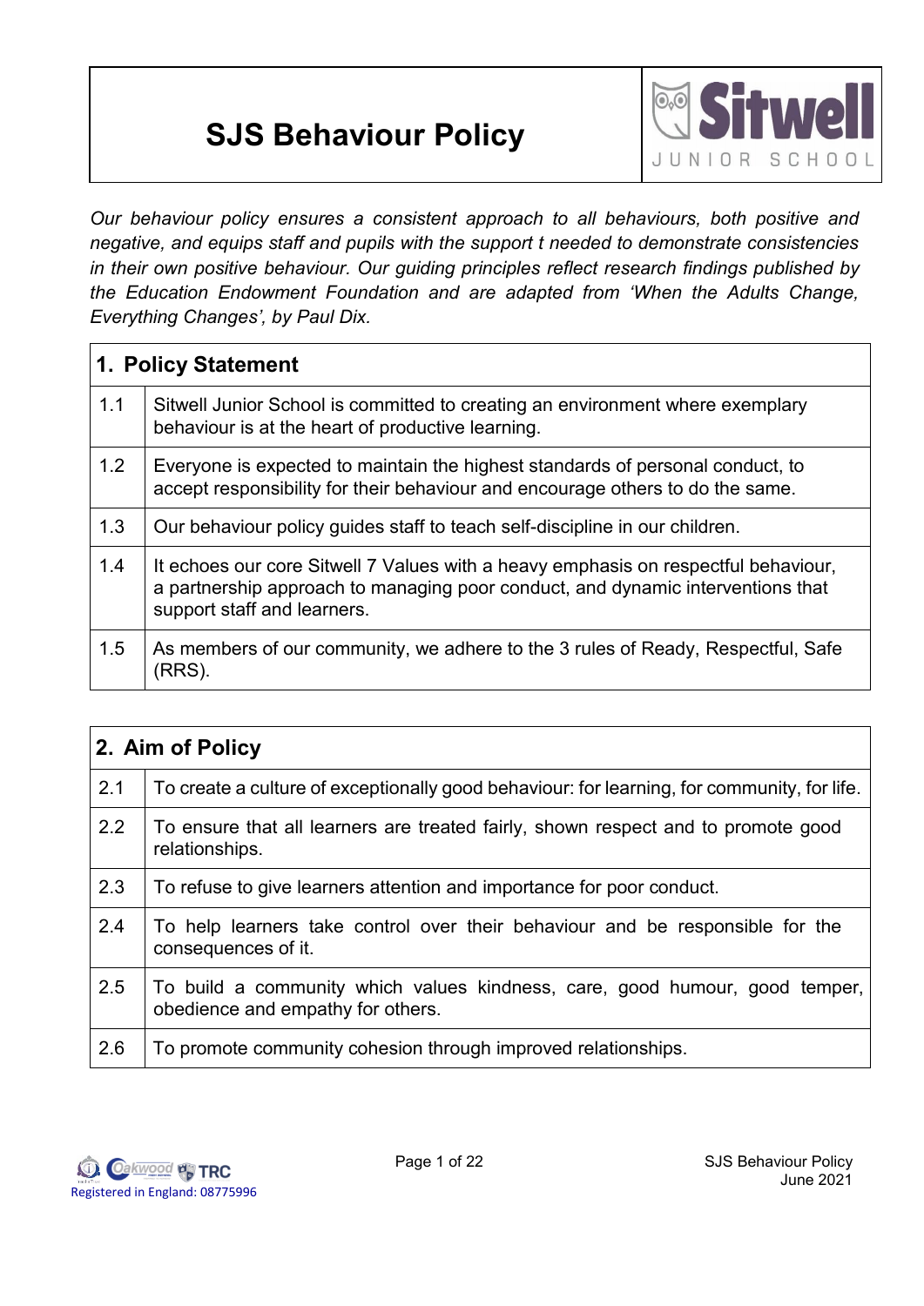# SJS Behaviour Policy

*Our behaviour policy ensures a consistent approach to all behaviours, both positive and negative, and equips staff and pupils with the support t needed to demonstrate consistencies in their own positive behaviour. Our guiding principles reflect research findings published by the Education Endowment Foundation and are adapted from 'When the Adults Change, Everything Changes', by Paul Dix.*

| **1. Policy Statement** | |
|---|---|
| 1.1 | Sitwell Junior School is committed to creating an environment where exemplary behaviour is at the heart of productive learning. |
| 1.2 | Everyone is expected to maintain the highest standards of personal conduct, to accept responsibility for their behaviour and encourage others to do the same. |
| 1.3 | Our behaviour policy guides staff to teach self-discipline in our children. |
| 1.4 | It echoes our core Sitwell 7 Values with a heavy emphasis on respectful behaviour, a partnership approach to managing poor conduct, and dynamic interventions that support staff and learners. |
| 1.5 | As members of our community, we adhere to the 3 rules of Ready, Respectful, Safe (RRS). |

| **2. Aim of Policy** | |
|---|---|
| 2.1 | To create a culture of exceptionally good behaviour: for learning, for community, for life. |
| 2.2 | To ensure that all learners are treated fairly, shown respect and to promote good relationships. |
| 2.3 | To refuse to give learners attention and importance for poor conduct. |
| 2.4 | To help learners take control over their behaviour and be responsible for the consequences of it. |
| 2.5 | To build a community which values kindness, care, good humour, good temper, obedience and empathy for others. |
| 2.6 | To promote community cohesion through improved relationships. |

Registered in England: 08775996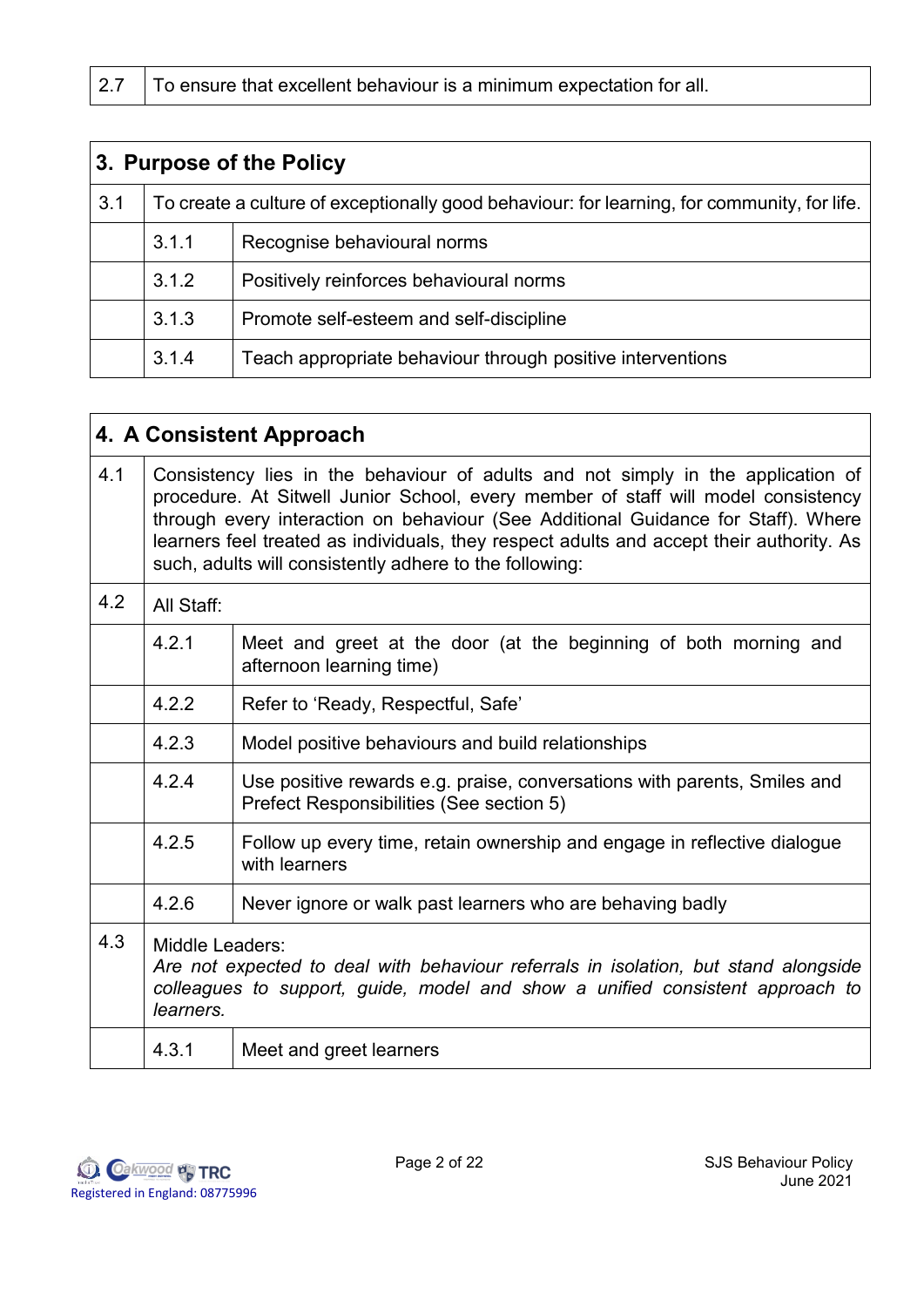| 2.7 | To ensure that excellent behaviour is a minimum expectation for all. |
| --- | --- |

## 3. Purpose of the Policy

| | | |
| --- | --- | --- |
| 3.1 | To create a culture of exceptionally good behaviour: for learning, for community, for life. | |
| | 3.1.1 | Recognise behavioural norms |
| | 3.1.2 | Positively reinforces behavioural norms |
| | 3.1.3 | Promote self-esteem and self-discipline |
| | 3.1.4 | Teach appropriate behaviour through positive interventions |

## 4. A Consistent Approach

| | | |
| --- | --- | --- |
| 4.1 | Consistency lies in the behaviour of adults and not simply in the application of procedure. At Sitwell Junior School, every member of staff will model consistency through every interaction on behaviour (See Additional Guidance for Staff). Where learners feel treated as individuals, they respect adults and accept their authority. As such, adults will consistently adhere to the following: | |
| 4.2 | All Staff: | |
| | 4.2.1 | Meet and greet at the door (at the beginning of both morning and afternoon learning time) |
| | 4.2.2 | Refer to 'Ready, Respectful, Safe' |
| | 4.2.3 | Model positive behaviours and build relationships |
| | 4.2.4 | Use positive rewards e.g. praise, conversations with parents, Smiles and Prefect Responsibilities (See section 5) |
| | 4.2.5 | Follow up every time, retain ownership and engage in reflective dialogue with learners |
| | 4.2.6 | Never ignore or walk past learners who are behaving badly |
| 4.3 | Middle Leaders: *Are not expected to deal with behaviour referrals in isolation, but stand alongside colleagues to support, guide, model and show a unified consistent approach to learners.* | |
| | 4.3.1 | Meet and greet learners |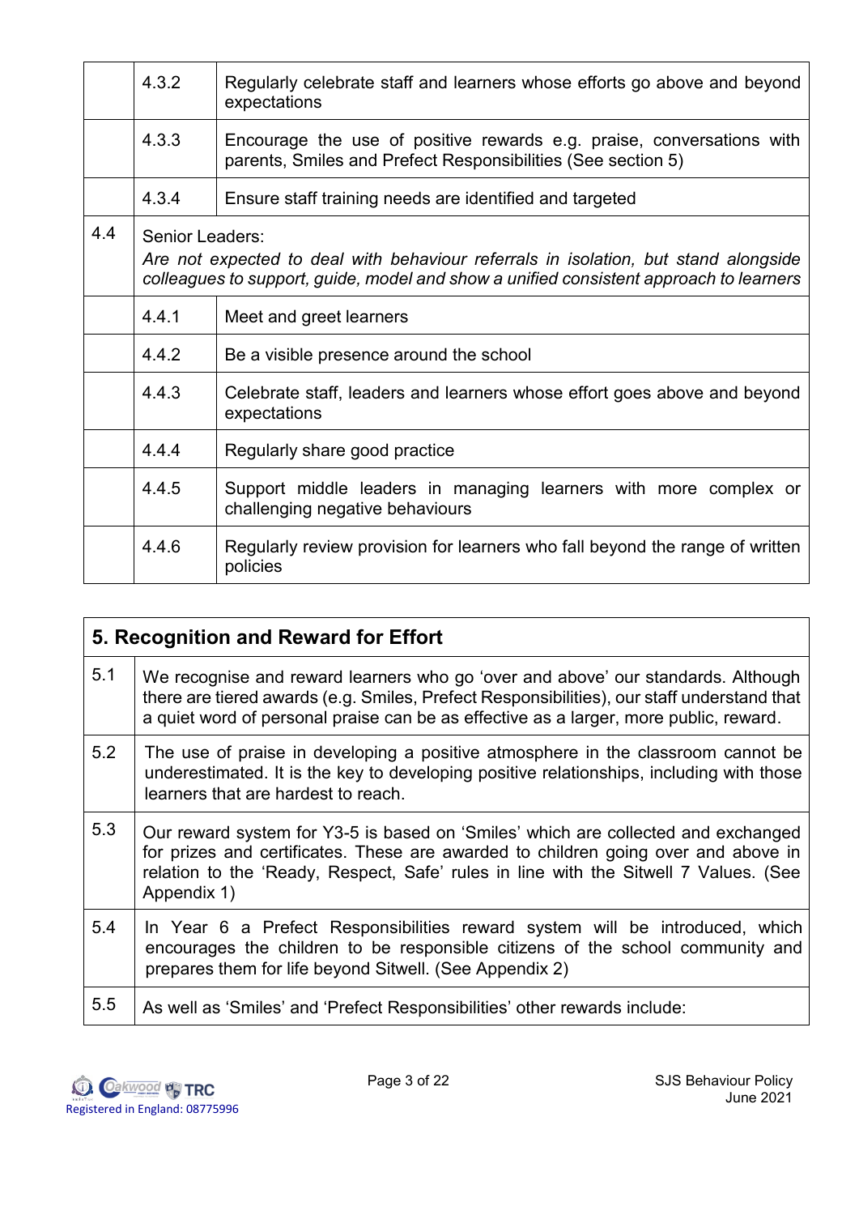| | | |
|---|---|---|
| | 4.3.2 | Regularly celebrate staff and learners whose efforts go above and beyond expectations |
| | 4.3.3 | Encourage the use of positive rewards e.g. praise, conversations with parents, Smiles and Prefect Responsibilities (See section 5) |
| | 4.3.4 | Ensure staff training needs are identified and targeted |
| 4.4 | Senior Leaders: *Are not expected to deal with behaviour referrals in isolation, but stand alongside colleagues to support, guide, model and show a unified consistent approach to learners* | |
| | 4.4.1 | Meet and greet learners |
| | 4.4.2 | Be a visible presence around the school |
| | 4.4.3 | Celebrate staff, leaders and learners whose effort goes above and beyond expectations |
| | 4.4.4 | Regularly share good practice |
| | 4.4.5 | Support middle leaders in managing learners with more complex or challenging negative behaviours |
| | 4.4.6 | Regularly review provision for learners who fall beyond the range of written policies |

## 5. Recognition and Reward for Effort

| | |
|---|---|
| 5.1 | We recognise and reward learners who go 'over and above' our standards. Although there are tiered awards (e.g. Smiles, Prefect Responsibilities), our staff understand that a quiet word of personal praise can be as effective as a larger, more public, reward. |
| 5.2 | The use of praise in developing a positive atmosphere in the classroom cannot be underestimated. It is the key to developing positive relationships, including with those learners that are hardest to reach. |
| 5.3 | Our reward system for Y3-5 is based on 'Smiles' which are collected and exchanged for prizes and certificates. These are awarded to children going over and above in relation to the 'Ready, Respect, Safe' rules in line with the Sitwell 7 Values. (See Appendix 1) |
| 5.4 | In Year 6 a Prefect Responsibilities reward system will be introduced, which encourages the children to be responsible citizens of the school community and prepares them for life beyond Sitwell. (See Appendix 2) |
| 5.5 | As well as 'Smiles' and 'Prefect Responsibilities' other rewards include: |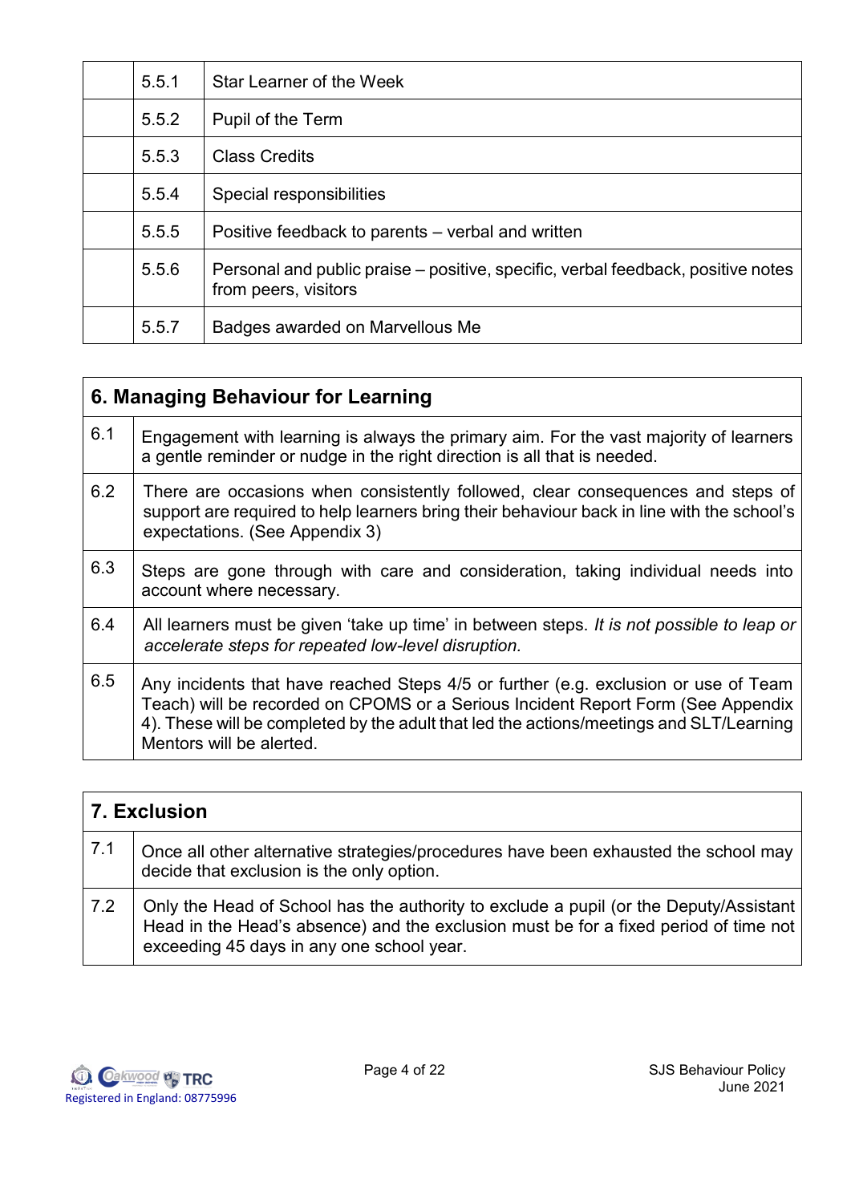| | | |
|---|---|---|
| | 5.5.1 | Star Learner of the Week |
| | 5.5.2 | Pupil of the Term |
| | 5.5.3 | Class Credits |
| | 5.5.4 | Special responsibilities |
| | 5.5.5 | Positive feedback to parents – verbal and written |
| | 5.5.6 | Personal and public praise – positive, specific, verbal feedback, positive notes from peers, visitors |
| | 5.5.7 | Badges awarded on Marvellous Me |

## 6. Managing Behaviour for Learning

| | |
|---|---|
| 6.1 | Engagement with learning is always the primary aim. For the vast majority of learners a gentle reminder or nudge in the right direction is all that is needed. |
| 6.2 | There are occasions when consistently followed, clear consequences and steps of support are required to help learners bring their behaviour back in line with the school's expectations. (See Appendix 3) |
| 6.3 | Steps are gone through with care and consideration, taking individual needs into account where necessary. |
| 6.4 | All learners must be given 'take up time' in between steps. *It is not possible to leap or accelerate steps for repeated low-level disruption.* |
| 6.5 | Any incidents that have reached Steps 4/5 or further (e.g. exclusion or use of Team Teach) will be recorded on CPOMS or a Serious Incident Report Form (See Appendix 4). These will be completed by the adult that led the actions/meetings and SLT/Learning Mentors will be alerted. |

## 7. Exclusion

| | |
|---|---|
| 7.1 | Once all other alternative strategies/procedures have been exhausted the school may decide that exclusion is the only option. |
| 7.2 | Only the Head of School has the authority to exclude a pupil (or the Deputy/Assistant Head in the Head's absence) and the exclusion must be for a fixed period of time not exceeding 45 days in any one school year. |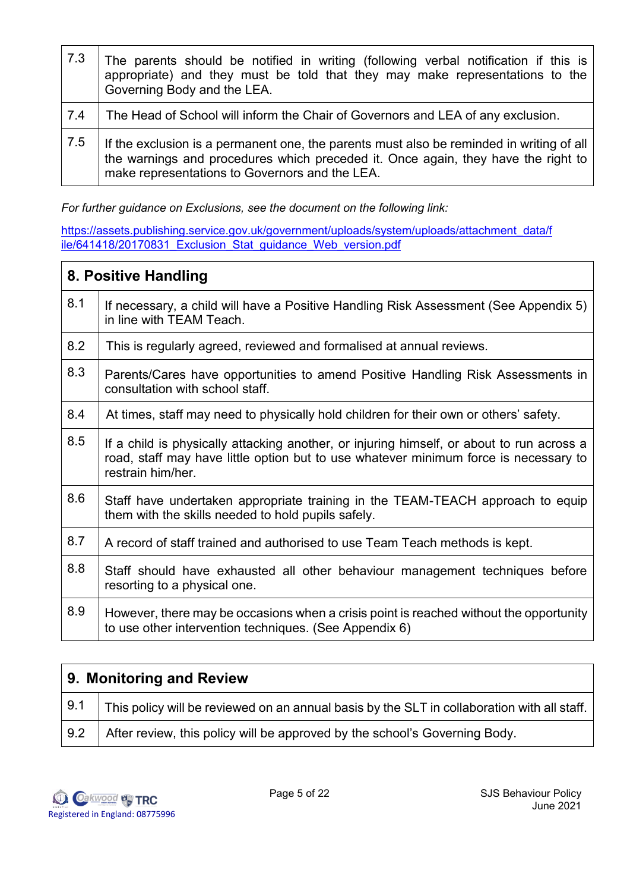| | |
|---|---|
| 7.3 | The parents should be notified in writing (following verbal notification if this is appropriate) and they must be told that they may make representations to the Governing Body and the LEA. |
| 7.4 | The Head of School will inform the Chair of Governors and LEA of any exclusion. |
| 7.5 | If the exclusion is a permanent one, the parents must also be reminded in writing of all the warnings and procedures which preceded it. Once again, they have the right to make representations to Governors and the LEA. |

*For further guidance on Exclusions, see the document on the following link:*

https://assets.publishing.service.gov.uk/government/uploads/system/uploads/attachment_data/file/641418/20170831_Exclusion_Stat_guidance_Web_version.pdf

| **8. Positive Handling** | |
|---|---|
| 8.1 | If necessary, a child will have a Positive Handling Risk Assessment (See Appendix 5) in line with TEAM Teach. |
| 8.2 | This is regularly agreed, reviewed and formalised at annual reviews. |
| 8.3 | Parents/Cares have opportunities to amend Positive Handling Risk Assessments in consultation with school staff. |
| 8.4 | At times, staff may need to physically hold children for their own or others' safety. |
| 8.5 | If a child is physically attacking another, or injuring himself, or about to run across a road, staff may have little option but to use whatever minimum force is necessary to restrain him/her. |
| 8.6 | Staff have undertaken appropriate training in the TEAM-TEACH approach to equip them with the skills needed to hold pupils safely. |
| 8.7 | A record of staff trained and authorised to use Team Teach methods is kept. |
| 8.8 | Staff should have exhausted all other behaviour management techniques before resorting to a physical one. |
| 8.9 | However, there may be occasions when a crisis point is reached without the opportunity to use other intervention techniques. (See Appendix 6) |

| **9. Monitoring and Review** | |
|---|---|
| 9.1 | This policy will be reviewed on an annual basis by the SLT in collaboration with all staff. |
| 9.2 | After review, this policy will be approved by the school's Governing Body. |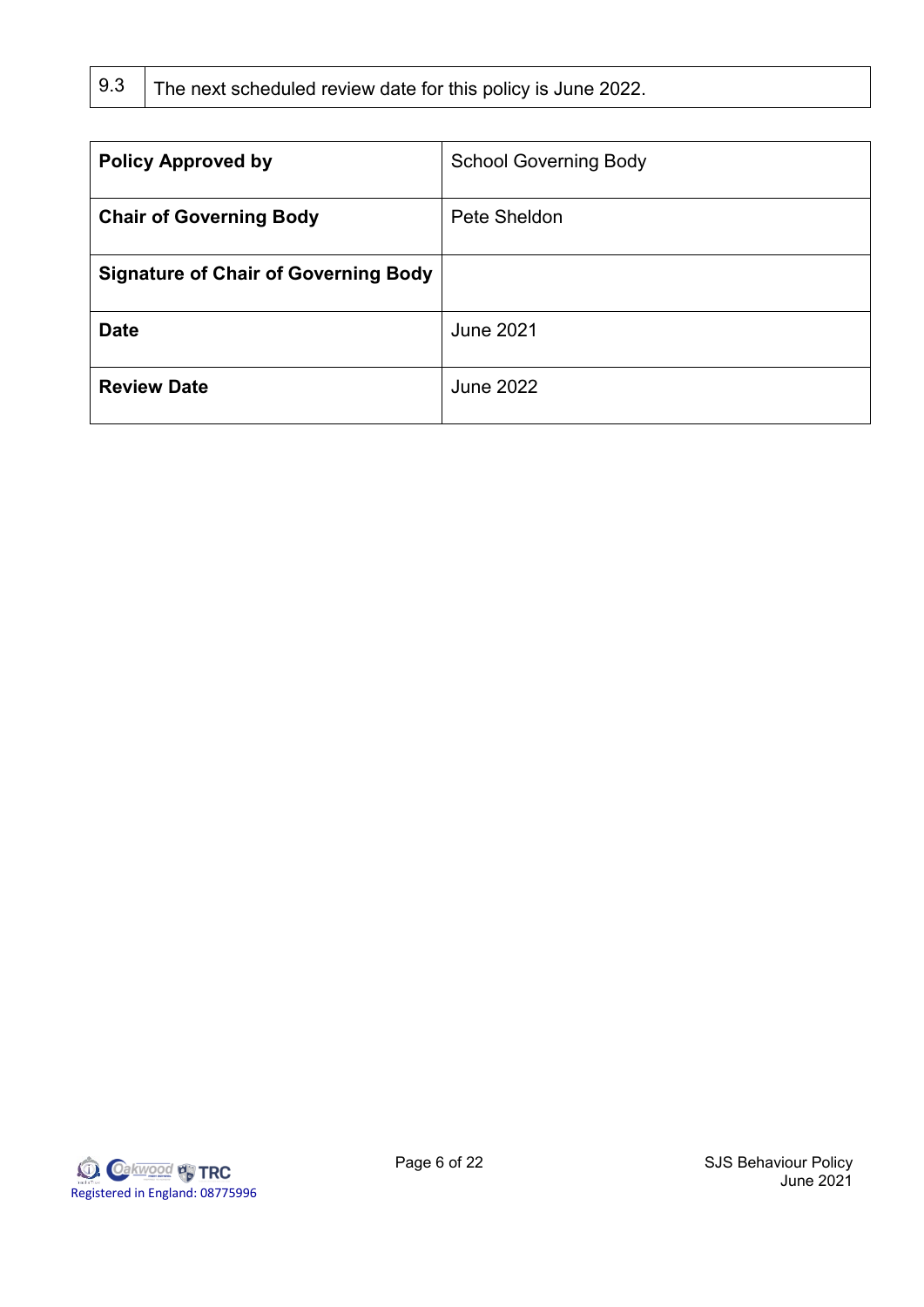| 9.3 | The next scheduled review date for this policy is June 2022. |
|---|---|

| **Policy Approved by** | School Governing Body |
|---|---|
| **Chair of Governing Body** | Pete Sheldon |
| **Signature of Chair of Governing Body** | |
| **Date** | June 2021 |
| **Review Date** | June 2022 |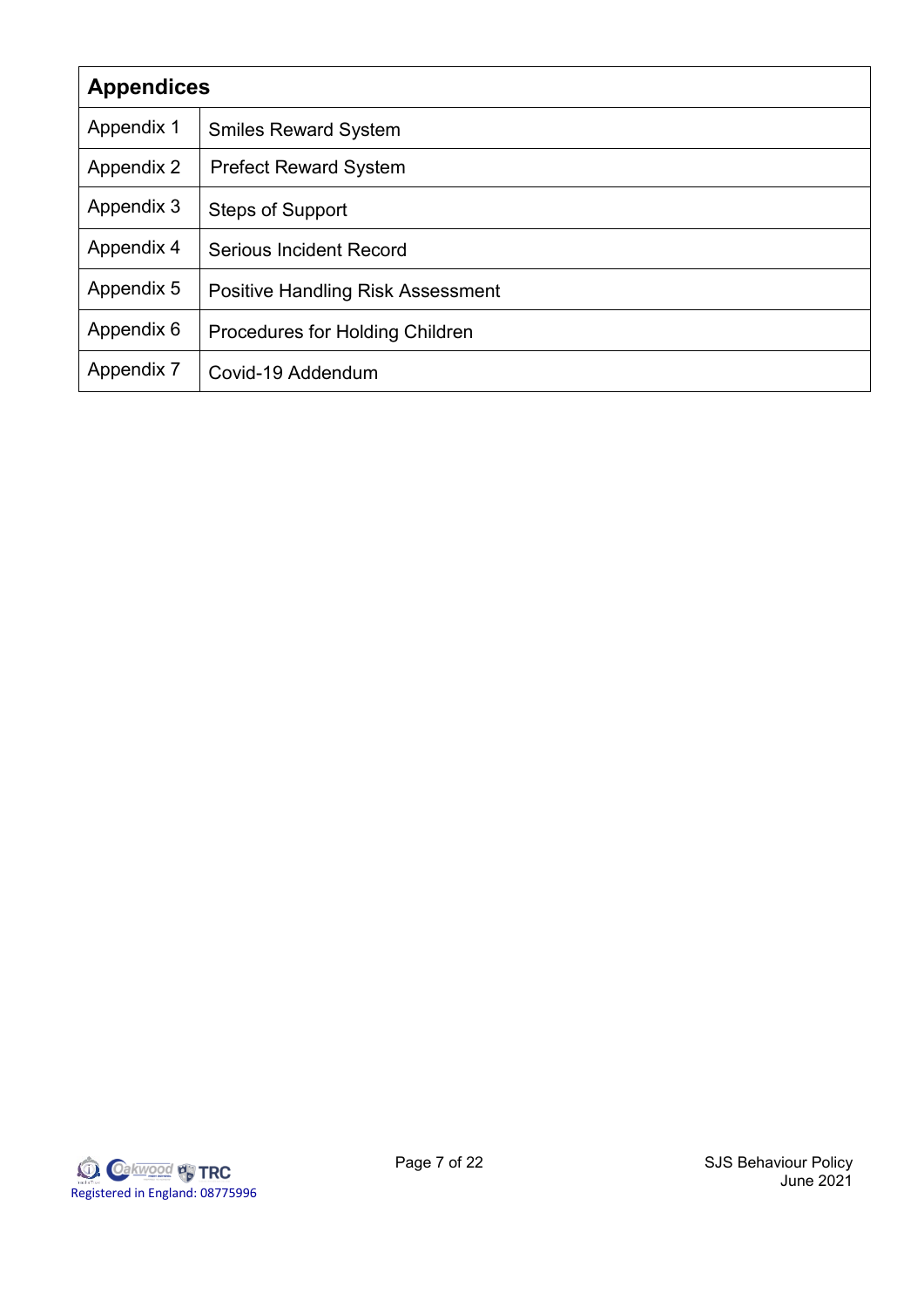| Appendices | |
|---|---|
| Appendix 1 | Smiles Reward System |
| Appendix 2 | Prefect Reward System |
| Appendix 3 | Steps of Support |
| Appendix 4 | Serious Incident Record |
| Appendix 5 | Positive Handling Risk Assessment |
| Appendix 6 | Procedures for Holding Children |
| Appendix 7 | Covid-19 Addendum |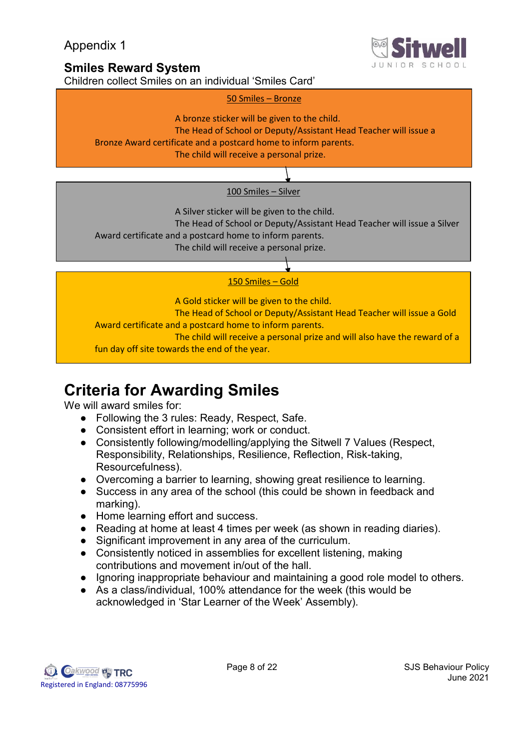Appendix 1

## Smiles Reward System

Children collect Smiles on an individual 'Smiles Card'

**50 Smiles – Bronze**

A bronze sticker will be given to the child.
The Head of School or Deputy/Assistant Head Teacher will issue a Bronze Award certificate and a postcard home to inform parents.
The child will receive a personal prize.

↓

**100 Smiles – Silver**

A Silver sticker will be given to the child.
The Head of School or Deputy/Assistant Head Teacher will issue a Silver Award certificate and a postcard home to inform parents.
The child will receive a personal prize.

↓

**150 Smiles – Gold**

A Gold sticker will be given to the child.
The Head of School or Deputy/Assistant Head Teacher will issue a Gold Award certificate and a postcard home to inform parents.
The child will receive a personal prize and will also have the reward of a fun day off site towards the end of the year.

# Criteria for Awarding Smiles

We will award smiles for:

- Following the 3 rules: Ready, Respect, Safe.
- Consistent effort in learning; work or conduct.
- Consistently following/modelling/applying the Sitwell 7 Values (Respect, Responsibility, Relationships, Resilience, Reflection, Risk-taking, Resourcefulness).
- Overcoming a barrier to learning, showing great resilience to learning.
- Success in any area of the school (this could be shown in feedback and marking).
- Home learning effort and success.
- Reading at home at least 4 times per week (as shown in reading diaries).
- Significant improvement in any area of the curriculum.
- Consistently noticed in assemblies for excellent listening, making contributions and movement in/out of the hall.
- Ignoring inappropriate behaviour and maintaining a good role model to others.
- As a class/individual, 100% attendance for the week (this would be acknowledged in 'Star Learner of the Week' Assembly).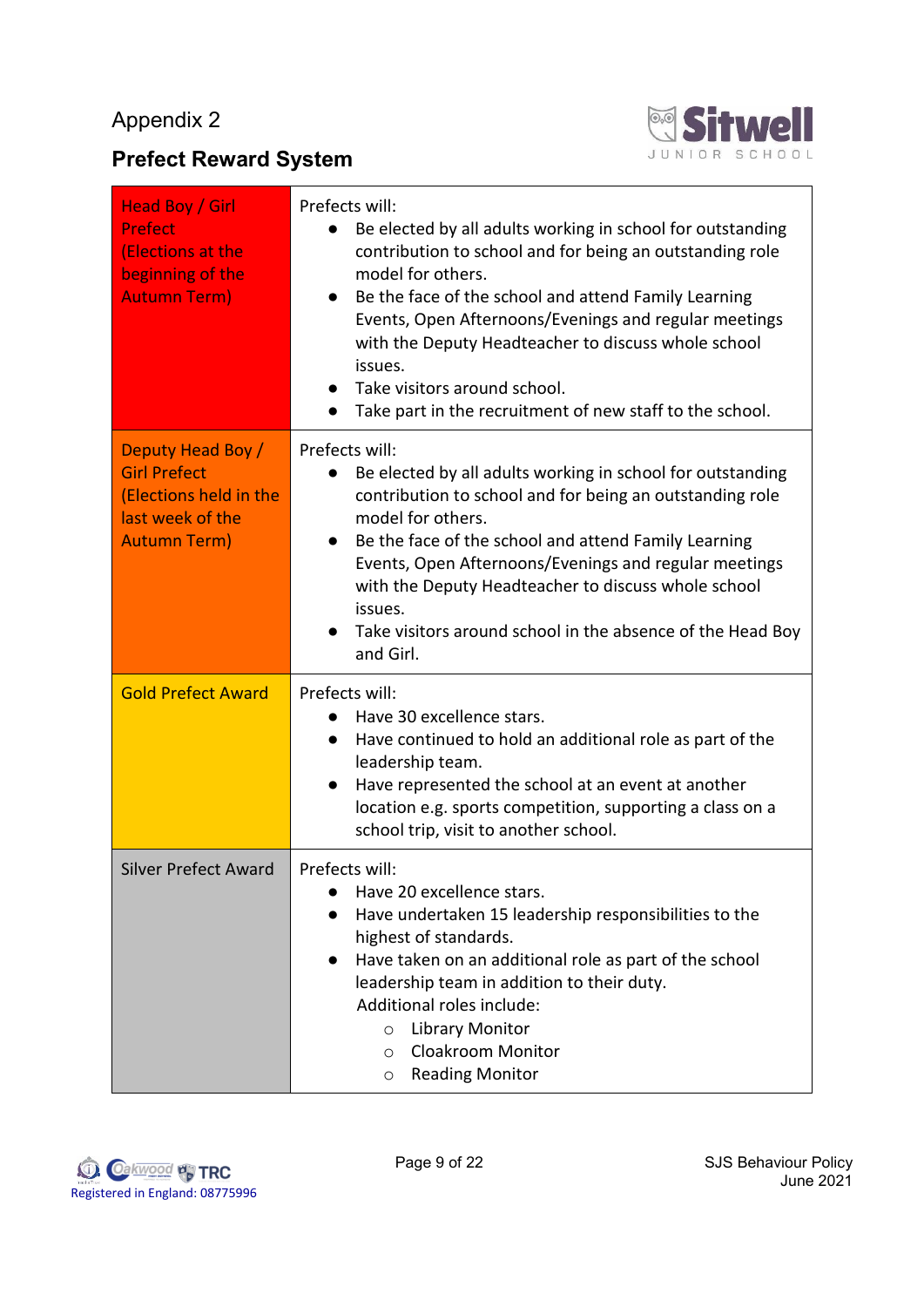Appendix 2

## Prefect Reward System

| | |
|---|---|
| Head Boy / Girl Prefect (Elections at the beginning of the Autumn Term) | Prefects will:<br>● Be elected by all adults working in school for outstanding contribution to school and for being an outstanding role model for others.<br>● Be the face of the school and attend Family Learning Events, Open Afternoons/Evenings and regular meetings with the Deputy Headteacher to discuss whole school issues.<br>● Take visitors around school.<br>● Take part in the recruitment of new staff to the school. |
| Deputy Head Boy / Girl Prefect (Elections held in the last week of the Autumn Term) | Prefects will:<br>● Be elected by all adults working in school for outstanding contribution to school and for being an outstanding role model for others.<br>● Be the face of the school and attend Family Learning Events, Open Afternoons/Evenings and regular meetings with the Deputy Headteacher to discuss whole school issues.<br>● Take visitors around school in the absence of the Head Boy and Girl. |
| Gold Prefect Award | Prefects will:<br>● Have 30 excellence stars.<br>● Have continued to hold an additional role as part of the leadership team.<br>● Have represented the school at an event at another location e.g. sports competition, supporting a class on a school trip, visit to another school. |
| Silver Prefect Award | Prefects will:<br>● Have 20 excellence stars.<br>● Have undertaken 15 leadership responsibilities to the highest of standards.<br>● Have taken on an additional role as part of the school leadership team in addition to their duty.<br>Additional roles include:<br>○ Library Monitor<br>○ Cloakroom Monitor<br>○ Reading Monitor |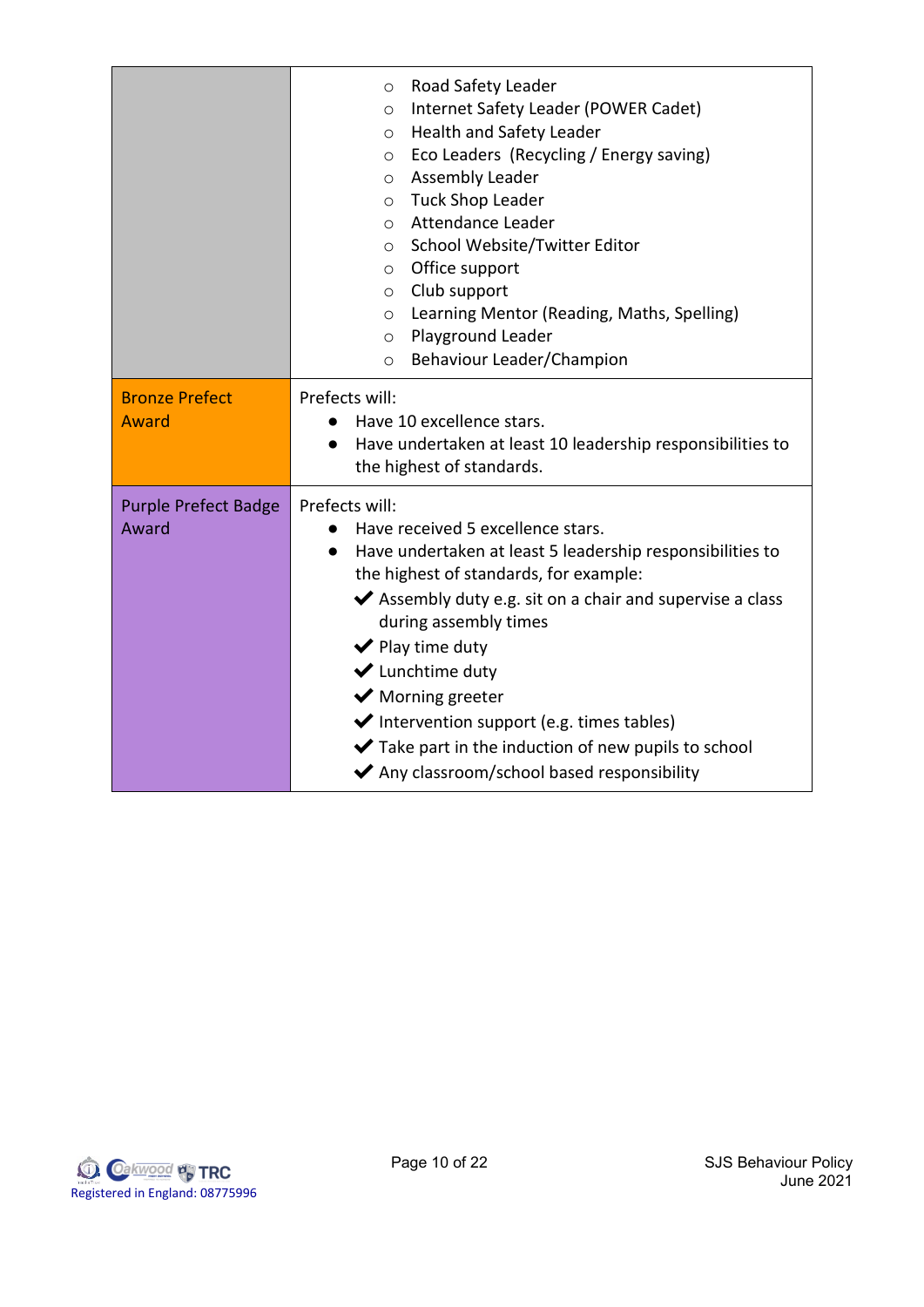| | |
|---|---|
| | ○ Road Safety Leader<br>○ Internet Safety Leader (POWER Cadet)<br>○ Health and Safety Leader<br>○ Eco Leaders (Recycling / Energy saving)<br>○ Assembly Leader<br>○ Tuck Shop Leader<br>○ Attendance Leader<br>○ School Website/Twitter Editor<br>○ Office support<br>○ Club support<br>○ Learning Mentor (Reading, Maths, Spelling)<br>○ Playground Leader<br>○ Behaviour Leader/Champion |
| Bronze Prefect Award | Prefects will:<br>● Have 10 excellence stars.<br>● Have undertaken at least 10 leadership responsibilities to the highest of standards. |
| Purple Prefect Badge Award | Prefects will:<br>● Have received 5 excellence stars.<br>● Have undertaken at least 5 leadership responsibilities to the highest of standards, for example:<br>✔ Assembly duty e.g. sit on a chair and supervise a class during assembly times<br>✔ Play time duty<br>✔ Lunchtime duty<br>✔ Morning greeter<br>✔ Intervention support (e.g. times tables)<br>✔ Take part in the induction of new pupils to school<br>✔ Any classroom/school based responsibility |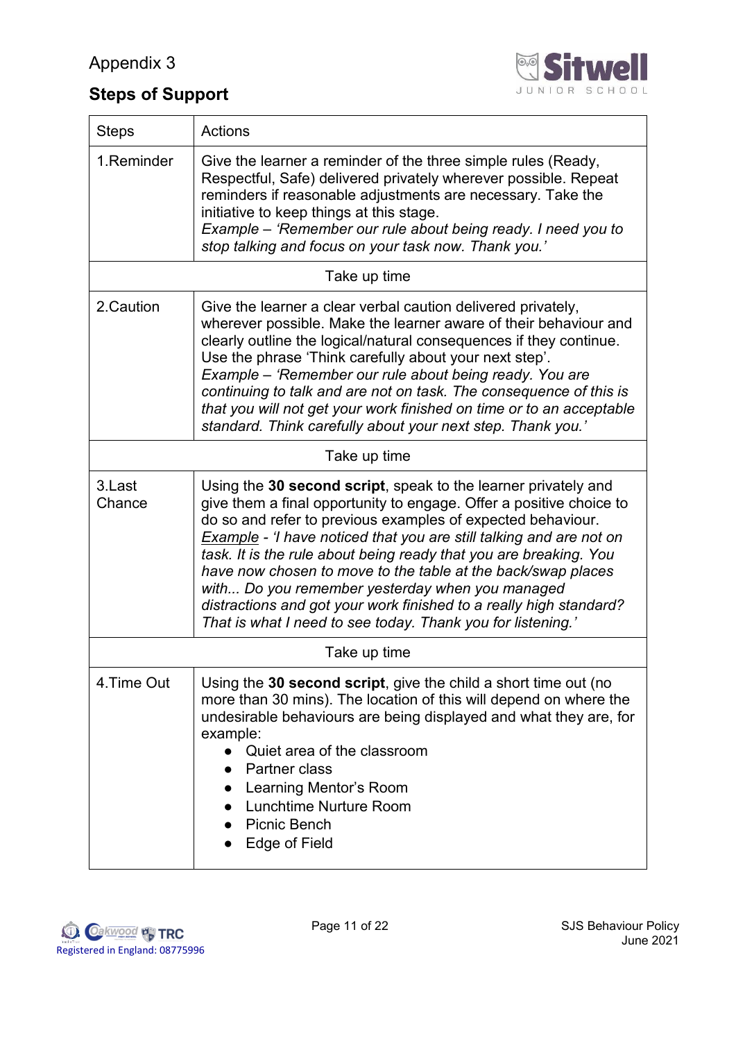Appendix 3

## Steps of Support

| Steps | Actions |
|---|---|
| 1.Reminder | Give the learner a reminder of the three simple rules (Ready, Respectful, Safe) delivered privately wherever possible. Repeat reminders if reasonable adjustments are necessary. Take the initiative to keep things at this stage.<br>*Example – 'Remember our rule about being ready. I need you to stop talking and focus on your task now. Thank you.'* |
| Take up time | |
| 2.Caution | Give the learner a clear verbal caution delivered privately, wherever possible. Make the learner aware of their behaviour and clearly outline the logical/natural consequences if they continue. Use the phrase 'Think carefully about your next step'.<br>*Example – 'Remember our rule about being ready. You are continuing to talk and are not on task. The consequence of this is that you will not get your work finished on time or to an acceptable standard. Think carefully about your next step. Thank you.'* |
| Take up time | |
| 3.Last Chance | Using the **30 second script**, speak to the learner privately and give them a final opportunity to engage. Offer a positive choice to do so and refer to previous examples of expected behaviour.<br>*Example - 'I have noticed that you are still talking and are not on task. It is the rule about being ready that you are breaking. You have now chosen to move to the table at the back/swap places with... Do you remember yesterday when you managed distractions and got your work finished to a really high standard? That is what I need to see today. Thank you for listening.'* |
| Take up time | |
| 4.Time Out | Using the **30 second script**, give the child a short time out (no more than 30 mins). The location of this will depend on where the undesirable behaviours are being displayed and what they are, for example:<br>• Quiet area of the classroom<br>• Partner class<br>• Learning Mentor's Room<br>• Lunchtime Nurture Room<br>• Picnic Bench<br>• Edge of Field |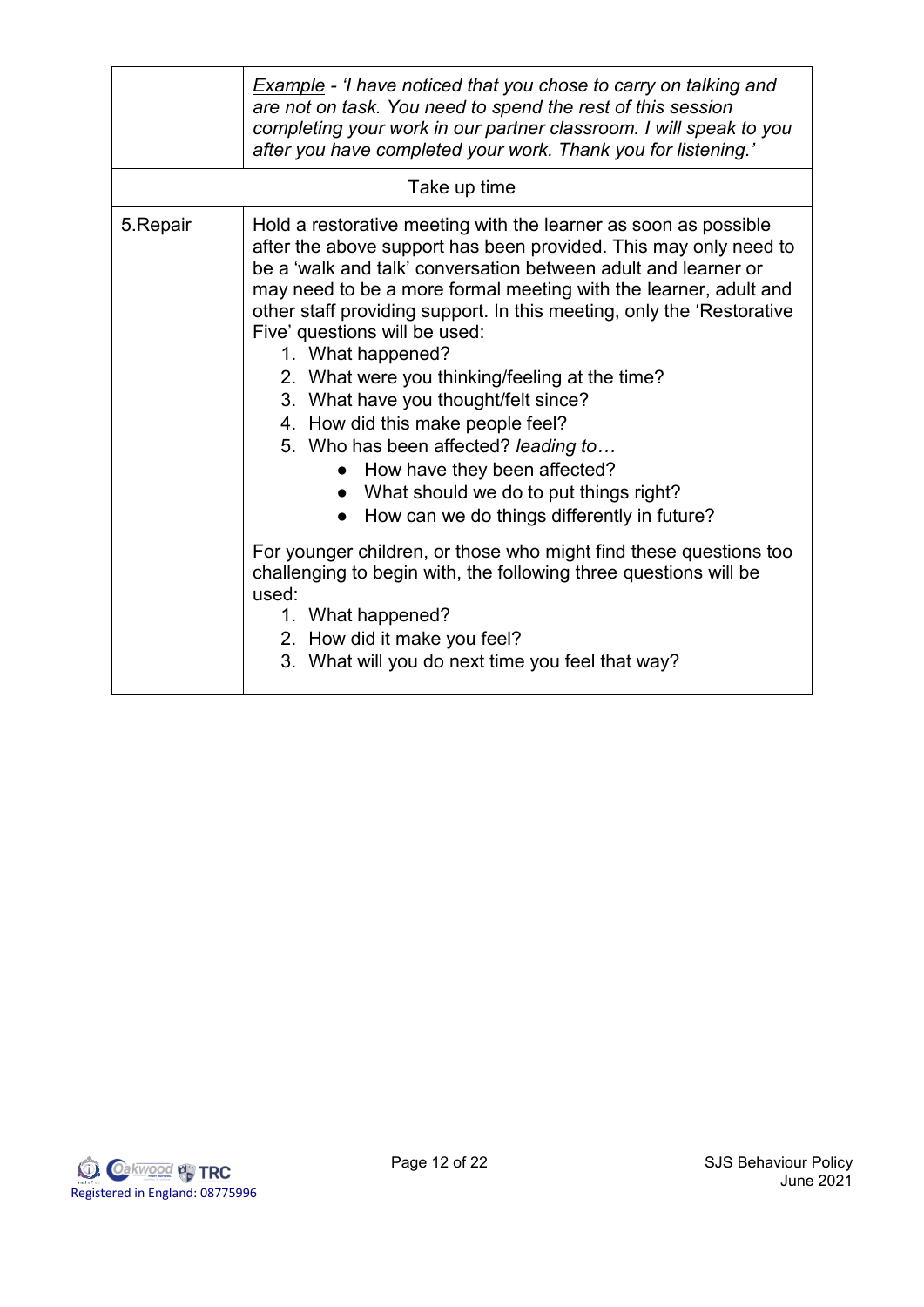| | |
|---|---|
| | *<u>Example</u> - 'I have noticed that you chose to carry on talking and are not on task. You need to spend the rest of this session completing your work in our partner classroom. I will speak to you after you have completed your work. Thank you for listening.'* |
| Take up time | |
| 5.Repair | Hold a restorative meeting with the learner as soon as possible after the above support has been provided. This may only need to be a 'walk and talk' conversation between adult and learner or may need to be a more formal meeting with the learner, adult and other staff providing support. In this meeting, only the 'Restorative Five' questions will be used:<br>1. What happened?<br>2. What were you thinking/feeling at the time?<br>3. What have you thought/felt since?<br>4. How did this make people feel?<br>5. Who has been affected? *leading to…*<br>● How have they been affected?<br>● What should we do to put things right?<br>● How can we do things differently in future?<br><br>For younger children, or those who might find these questions too challenging to begin with, the following three questions will be used:<br>1. What happened?<br>2. How did it make you feel?<br>3. What will you do next time you feel that way? |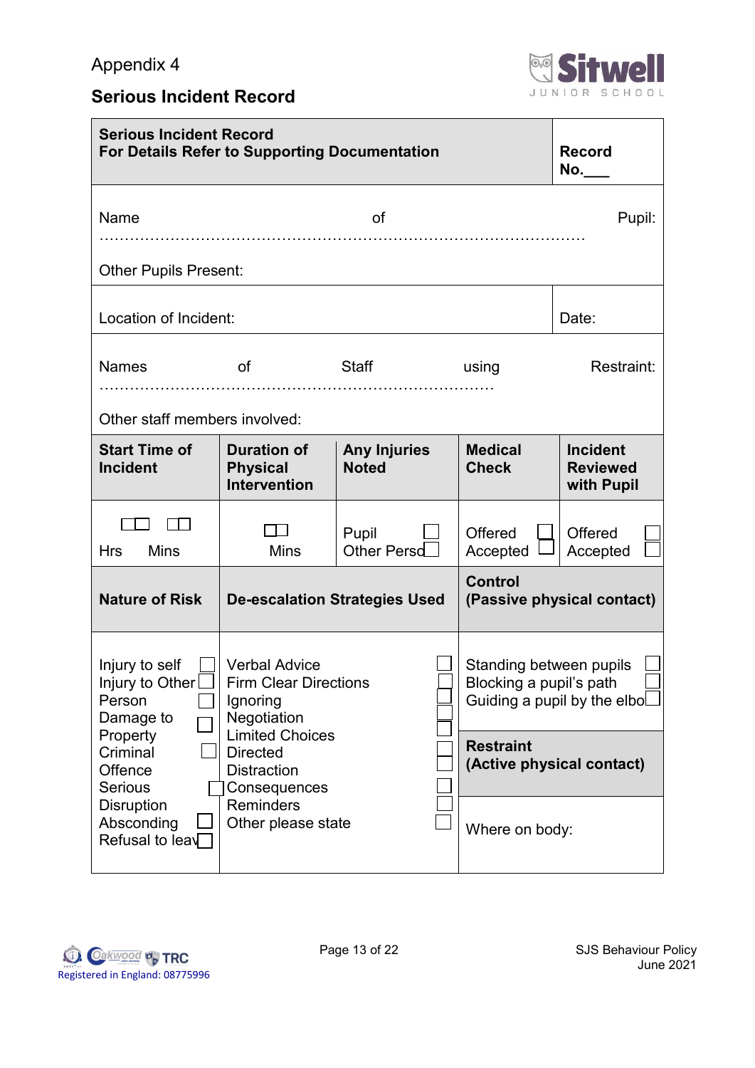Appendix 4

## Serious Incident Record

| **Serious Incident Record**<br>**For Details Refer to Supporting Documentation** | | | | **Record No.___** |
|---|---|---|---|---|
| Name of Pupil: ………………………………………………………………………………………<br><br>Other Pupils Present: | | | | |
| Location of Incident: | | | | Date: |
| Names of Staff using Restraint: ……………………………………………………………………<br><br>Other staff members involved: | | | | |
| **Start Time of Incident** | **Duration of Physical Intervention** | **Any Injuries Noted** | **Medical Check** | **Incident Reviewed with Pupil** |
| ☐☐ ☐☐<br>Hrs Mins | ☐☐<br>Mins | Pupil ☐<br>Other Person ☐ | Offered ☐<br>Accepted ☐ | Offered ☐<br>Accepted ☐ |
| **Nature of Risk** | **De-escalation Strategies Used** | | **Control (Passive physical contact)** | |
| Injury to self ☐<br>Injury to Other Person ☐<br>Damage to Property ☐<br>Criminal Offence ☐<br>Serious Disruption ☐<br>Absconding ☐<br>Refusal to leave ☐ | Verbal Advice ☐<br>Firm Clear Directions ☐<br>Ignoring ☐<br>Negotiation ☐<br>Limited Choices ☐<br>Directed Distraction ☐<br>Consequences ☐<br>Reminders ☐<br>Other please state ☐ | | Standing between pupils ☐<br>Blocking a pupil's path ☐<br>Guiding a pupil by the elbow ☐<br><br>**Restraint (Active physical contact)**<br><br>Where on body: | |

Registered in England: 08775996

SJS Behaviour Policy
June 2021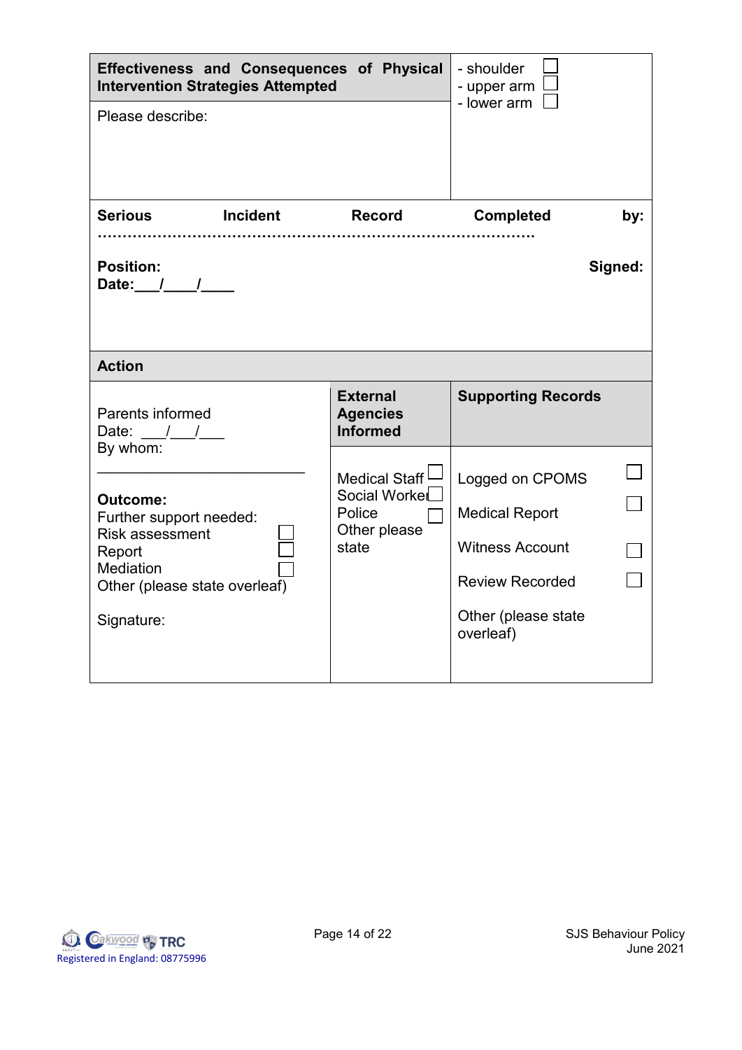| **Effectiveness and Consequences of Physical Intervention Strategies Attempted** | - shoulder ☐<br>- upper arm ☐<br>- lower arm ☐ |
|---|---|
| Please describe: | |

**Serious Incident Record Completed by:** ……………………………………………………………………………

**Position:** **Signed:**
**Date:**___/____/____

| **Action** | | |
|---|---|---|
| Parents informed<br>Date: ___/___/___<br>By whom:<br>_________________________ | **External Agencies Informed** | **Supporting Records** |
| **Outcome:**<br>Further support needed:<br>Risk assessment ☐<br>Report ☐<br>Mediation ☐<br>Other (please state overleaf)<br><br>Signature: | Medical Staff ☐<br>Social Worker ☐<br>Police ☐<br>Other please state | Logged on CPOMS ☐<br>Medical Report ☐<br>Witness Account ☐<br>Review Recorded ☐<br>Other (please state overleaf) |

Registered in England: 08775996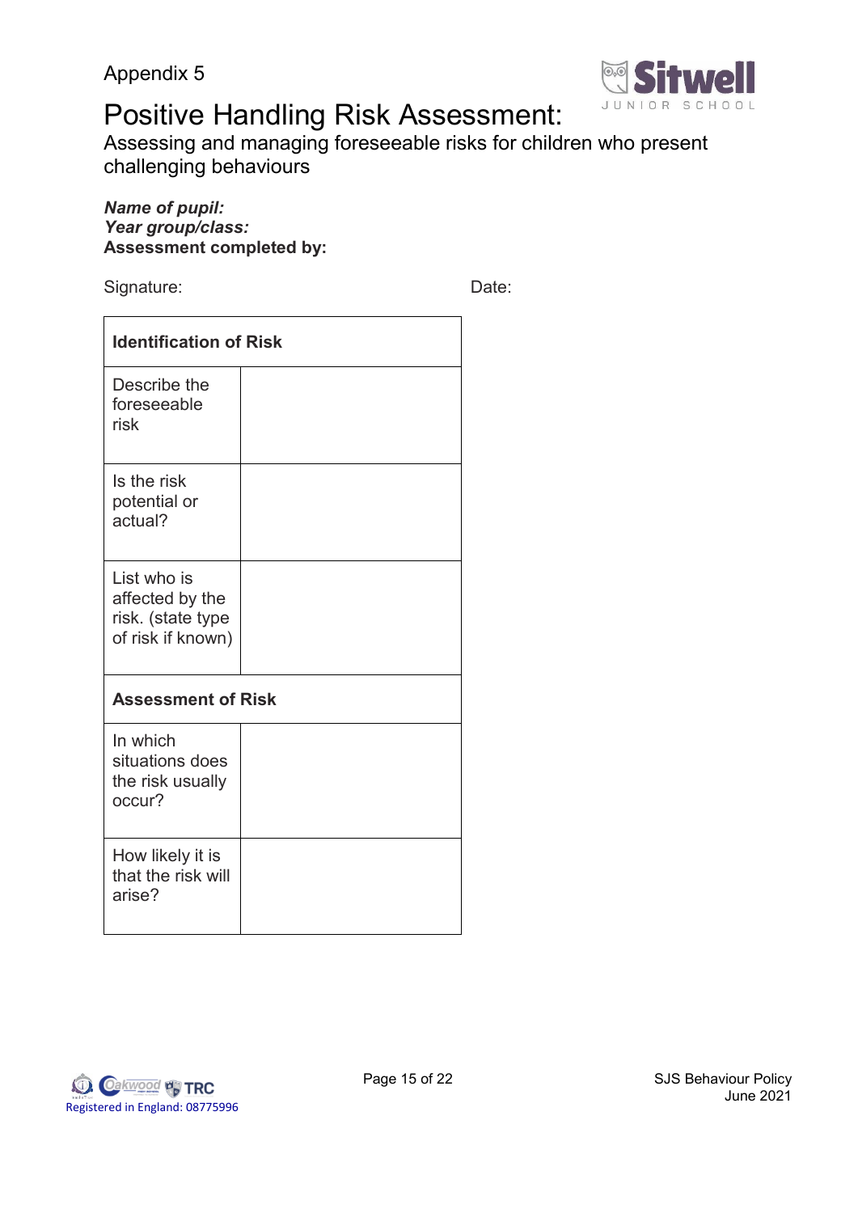Appendix 5

# Positive Handling Risk Assessment:

Assessing and managing foreseeable risks for children who present challenging behaviours

***Name of pupil:***
***Year group/class:***
**Assessment completed by:**

Signature: Date:

| **Identification of Risk** | |
|---|---|
| Describe the foreseeable risk | |
| Is the risk potential or actual? | |
| List who is affected by the risk. (state type of risk if known) | |
| **Assessment of Risk** | |
| In which situations does the risk usually occur? | |
| How likely it is that the risk will arise? | |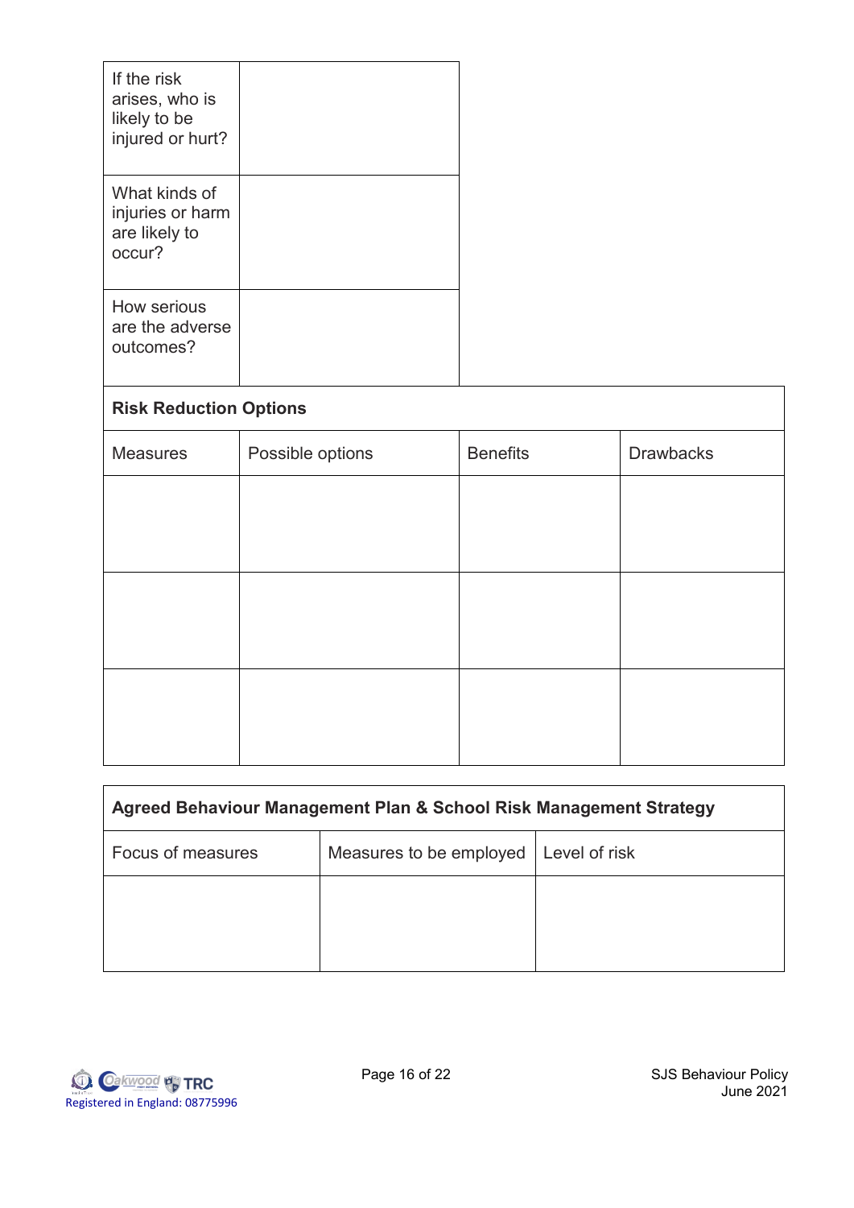| | |
|---|---|
| If the risk arises, who is likely to be injured or hurt? | |
| What kinds of injuries or harm are likely to occur? | |
| How serious are the adverse outcomes? | |

| **Risk Reduction Options** | | | |
|---|---|---|---|
| Measures | Possible options | Benefits | Drawbacks |
| | | | |
| | | | |
| | | | |

| **Agreed Behaviour Management Plan & School Risk Management Strategy** | | |
|---|---|---|
| Focus of measures | Measures to be employed | Level of risk |
| | | |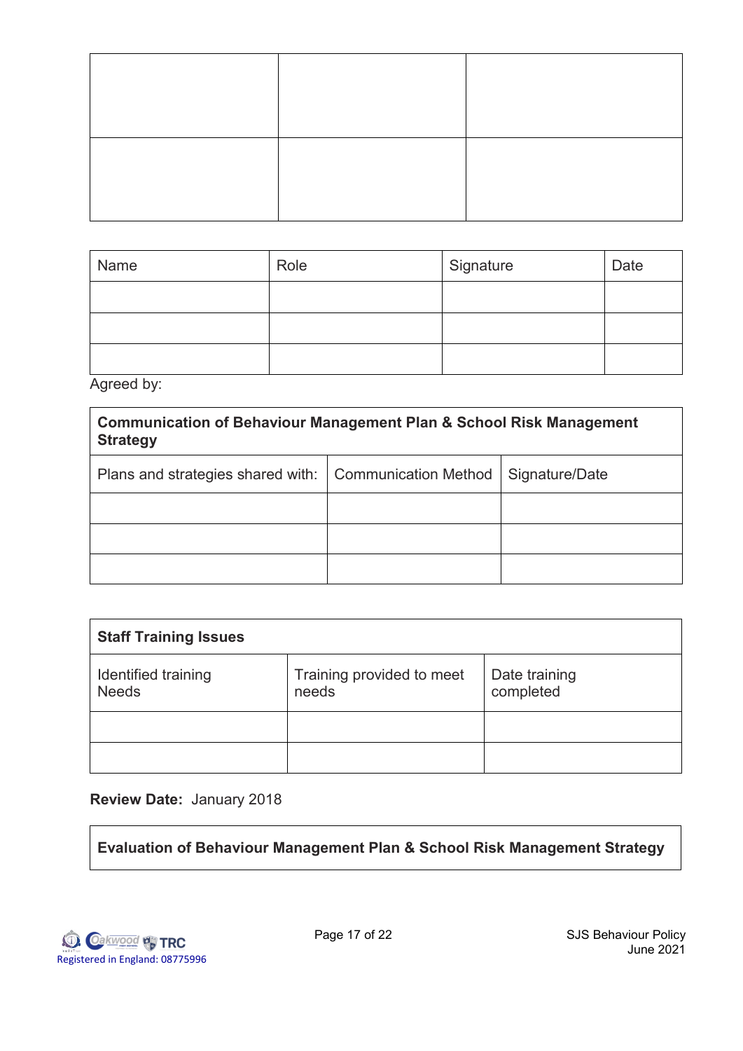| | | |
|---|---|---|
| | | |
| | | |

| Name | Role | Signature | Date |
|---|---|---|---|
| | | | |
| | | | |
| | | | |

Agreed by:

| **Communication of Behaviour Management Plan & School Risk Management Strategy** | | |
|---|---|---|
| Plans and strategies shared with: | Communication Method | Signature/Date |
| | | |
| | | |
| | | |

| **Staff Training Issues** | | |
|---|---|---|
| Identified training Needs | Training provided to meet needs | Date training completed |
| | | |
| | | |

**Review Date:** January 2018

| **Evaluation of Behaviour Management Plan & School Risk Management Strategy** |
|---|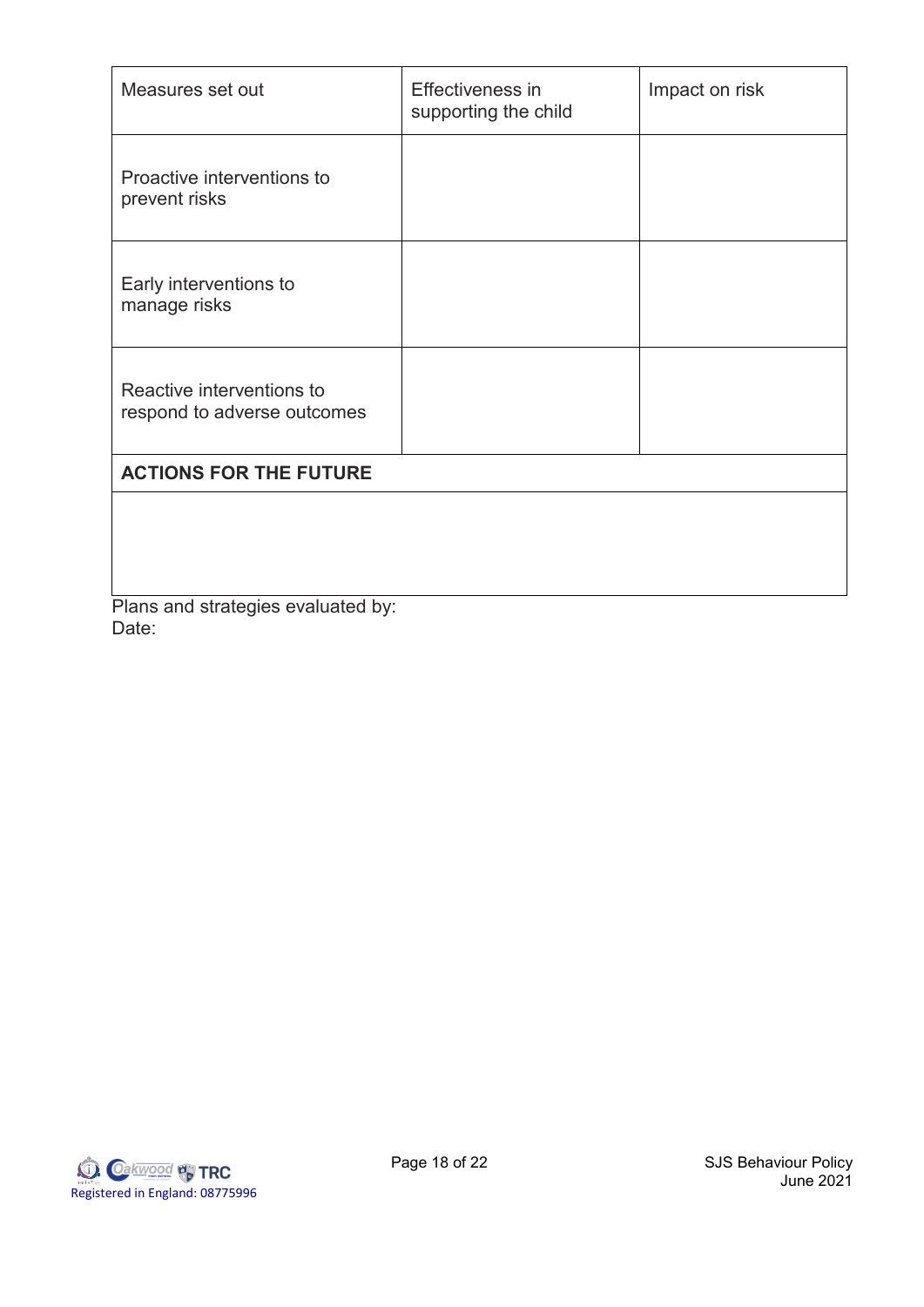| Measures set out | Effectiveness in supporting the child | Impact on risk |
| --- | --- | --- |
| Proactive interventions to prevent risks | | |
| Early interventions to manage risks | | |
| Reactive interventions to respond to adverse outcomes | | |
| **ACTIONS FOR THE FUTURE** | | |
| | | |

Plans and strategies evaluated by:
Date: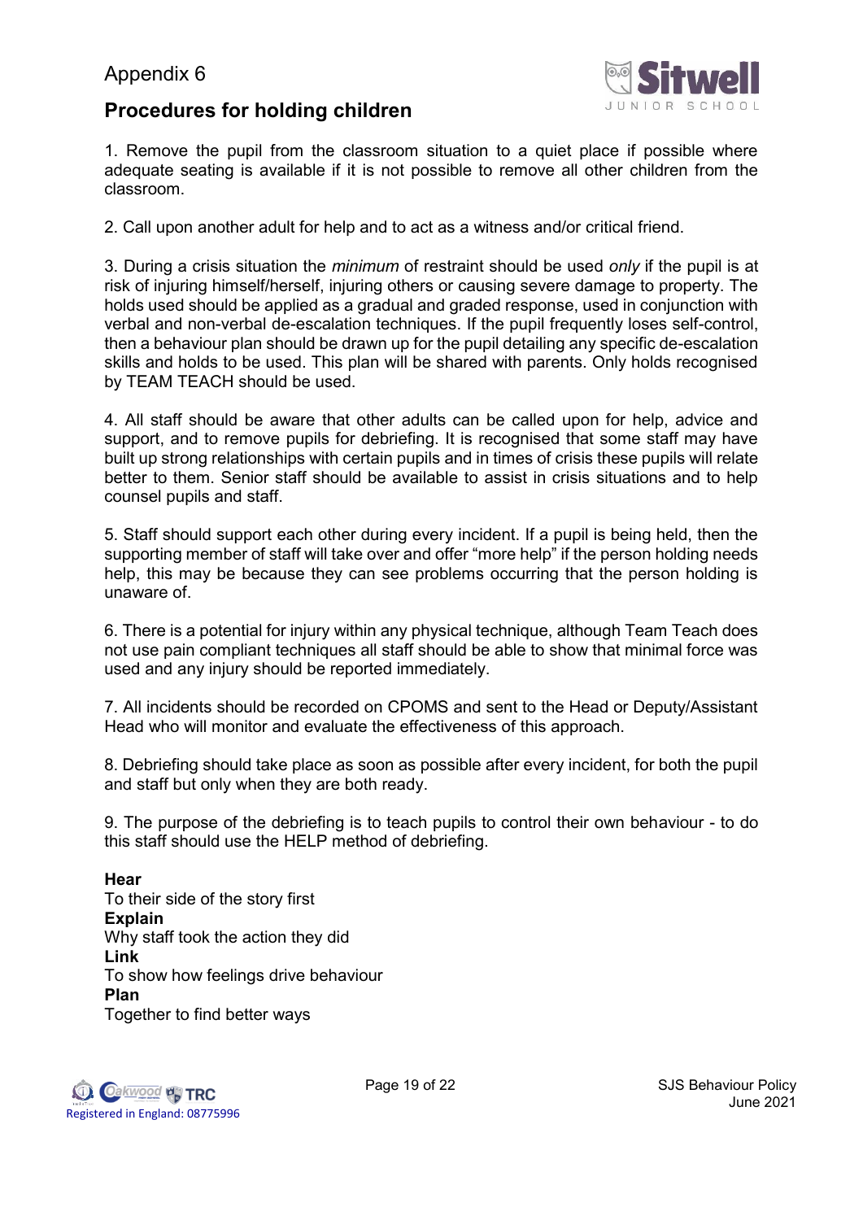Appendix 6

## Procedures for holding children

1. Remove the pupil from the classroom situation to a quiet place if possible where adequate seating is available if it is not possible to remove all other children from the classroom.

2. Call upon another adult for help and to act as a witness and/or critical friend.

3. During a crisis situation the *minimum* of restraint should be used *only* if the pupil is at risk of injuring himself/herself, injuring others or causing severe damage to property. The holds used should be applied as a gradual and graded response, used in conjunction with verbal and non-verbal de-escalation techniques. If the pupil frequently loses self-control, then a behaviour plan should be drawn up for the pupil detailing any specific de-escalation skills and holds to be used. This plan will be shared with parents. Only holds recognised by TEAM TEACH should be used.

4. All staff should be aware that other adults can be called upon for help, advice and support, and to remove pupils for debriefing. It is recognised that some staff may have built up strong relationships with certain pupils and in times of crisis these pupils will relate better to them. Senior staff should be available to assist in crisis situations and to help counsel pupils and staff.

5. Staff should support each other during every incident. If a pupil is being held, then the supporting member of staff will take over and offer "more help" if the person holding needs help, this may be because they can see problems occurring that the person holding is unaware of.

6. There is a potential for injury within any physical technique, although Team Teach does not use pain compliant techniques all staff should be able to show that minimal force was used and any injury should be reported immediately.

7. All incidents should be recorded on CPOMS and sent to the Head or Deputy/Assistant Head who will monitor and evaluate the effectiveness of this approach.

8. Debriefing should take place as soon as possible after every incident, for both the pupil and staff but only when they are both ready.

9. The purpose of the debriefing is to teach pupils to control their own behaviour - to do this staff should use the HELP method of debriefing.

**Hear**
To their side of the story first
**Explain**
Why staff took the action they did
**Link**
To show how feelings drive behaviour
**Plan**
Together to find better ways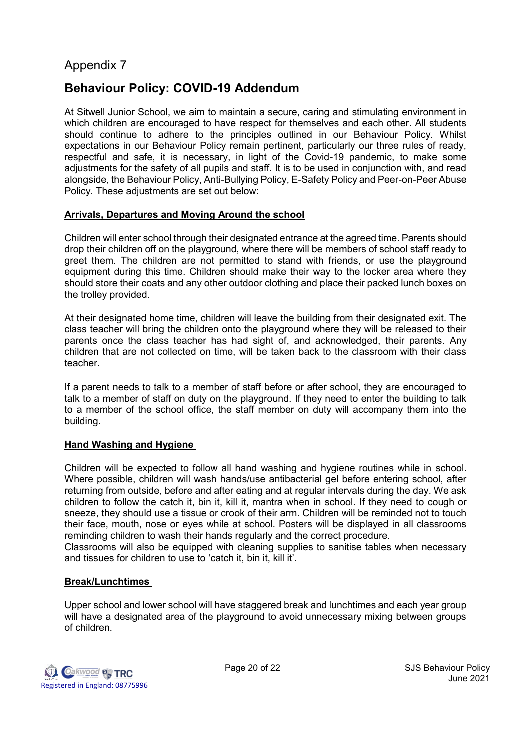Appendix 7

## Behaviour Policy: COVID-19 Addendum

At Sitwell Junior School, we aim to maintain a secure, caring and stimulating environment in which children are encouraged to have respect for themselves and each other. All students should continue to adhere to the principles outlined in our Behaviour Policy. Whilst expectations in our Behaviour Policy remain pertinent, particularly our three rules of ready, respectful and safe, it is necessary, in light of the Covid-19 pandemic, to make some adjustments for the safety of all pupils and staff. It is to be used in conjunction with, and read alongside, the Behaviour Policy, Anti-Bullying Policy, E-Safety Policy and Peer-on-Peer Abuse Policy. These adjustments are set out below:

### Arrivals, Departures and Moving Around the school

Children will enter school through their designated entrance at the agreed time. Parents should drop their children off on the playground, where there will be members of school staff ready to greet them. The children are not permitted to stand with friends, or use the playground equipment during this time. Children should make their way to the locker area where they should store their coats and any other outdoor clothing and place their packed lunch boxes on the trolley provided.

At their designated home time, children will leave the building from their designated exit. The class teacher will bring the children onto the playground where they will be released to their parents once the class teacher has had sight of, and acknowledged, their parents. Any children that are not collected on time, will be taken back to the classroom with their class teacher.

If a parent needs to talk to a member of staff before or after school, they are encouraged to talk to a member of staff on duty on the playground. If they need to enter the building to talk to a member of the school office, the staff member on duty will accompany them into the building.

### Hand Washing and Hygiene

Children will be expected to follow all hand washing and hygiene routines while in school. Where possible, children will wash hands/use antibacterial gel before entering school, after returning from outside, before and after eating and at regular intervals during the day. We ask children to follow the catch it, bin it, kill it, mantra when in school. If they need to cough or sneeze, they should use a tissue or crook of their arm. Children will be reminded not to touch their face, mouth, nose or eyes while at school. Posters will be displayed in all classrooms reminding children to wash their hands regularly and the correct procedure.
Classrooms will also be equipped with cleaning supplies to sanitise tables when necessary and tissues for children to use to 'catch it, bin it, kill it'.

### Break/Lunchtimes

Upper school and lower school will have staggered break and lunchtimes and each year group will have a designated area of the playground to avoid unnecessary mixing between groups of children.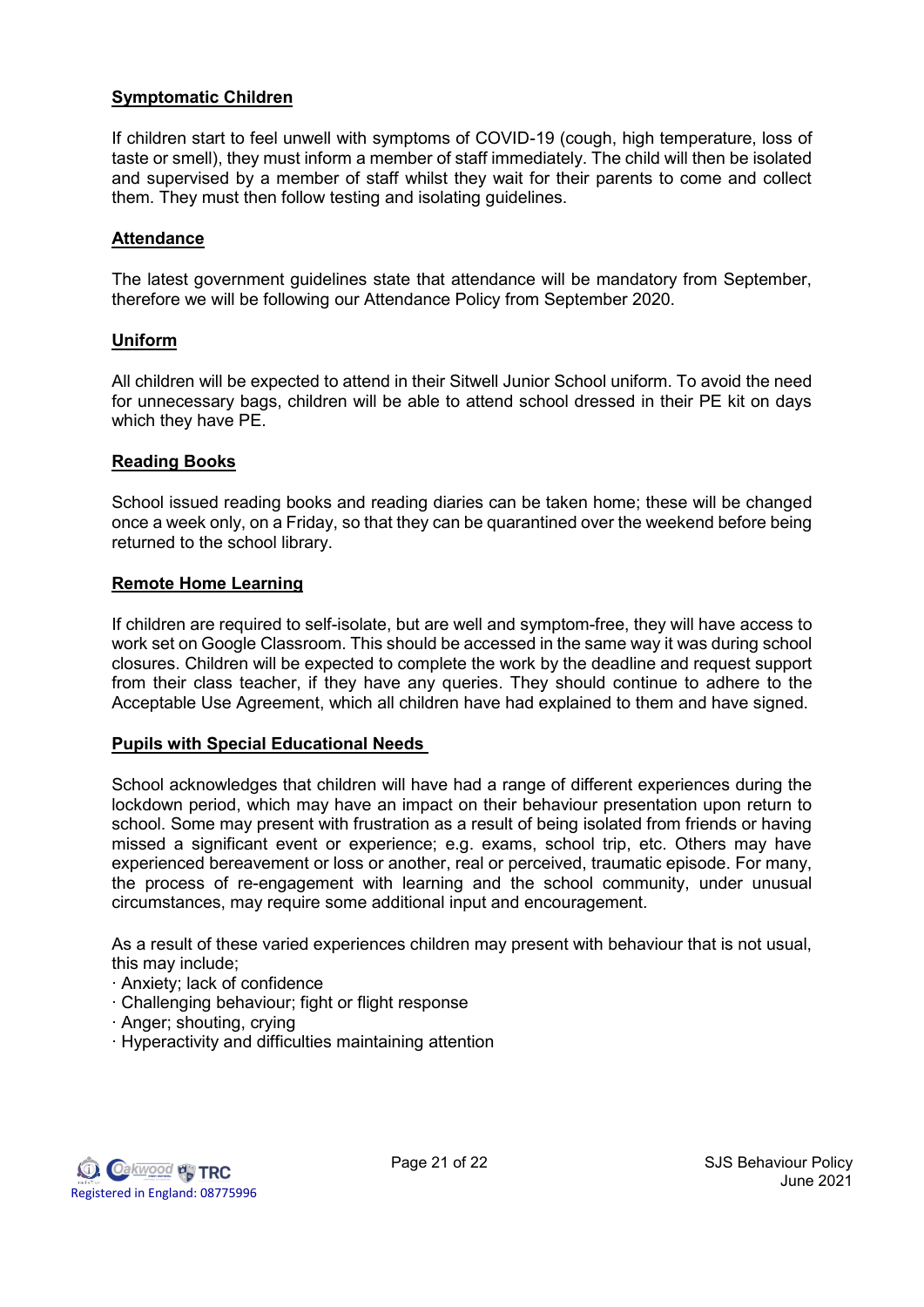## Symptomatic Children

If children start to feel unwell with symptoms of COVID-19 (cough, high temperature, loss of taste or smell), they must inform a member of staff immediately. The child will then be isolated and supervised by a member of staff whilst they wait for their parents to come and collect them. They must then follow testing and isolating guidelines.

## Attendance

The latest government guidelines state that attendance will be mandatory from September, therefore we will be following our Attendance Policy from September 2020.

## Uniform

All children will be expected to attend in their Sitwell Junior School uniform. To avoid the need for unnecessary bags, children will be able to attend school dressed in their PE kit on days which they have PE.

## Reading Books

School issued reading books and reading diaries can be taken home; these will be changed once a week only, on a Friday, so that they can be quarantined over the weekend before being returned to the school library.

## Remote Home Learning

If children are required to self-isolate, but are well and symptom-free, they will have access to work set on Google Classroom. This should be accessed in the same way it was during school closures. Children will be expected to complete the work by the deadline and request support from their class teacher, if they have any queries. They should continue to adhere to the Acceptable Use Agreement, which all children have had explained to them and have signed.

## Pupils with Special Educational Needs

School acknowledges that children will have had a range of different experiences during the lockdown period, which may have an impact on their behaviour presentation upon return to school. Some may present with frustration as a result of being isolated from friends or having missed a significant event or experience; e.g. exams, school trip, etc. Others may have experienced bereavement or loss or another, real or perceived, traumatic episode. For many, the process of re-engagement with learning and the school community, under unusual circumstances, may require some additional input and encouragement.

As a result of these varied experiences children may present with behaviour that is not usual, this may include;

- Anxiety; lack of confidence
- Challenging behaviour; fight or flight response
- Anger; shouting, crying
- Hyperactivity and difficulties maintaining attention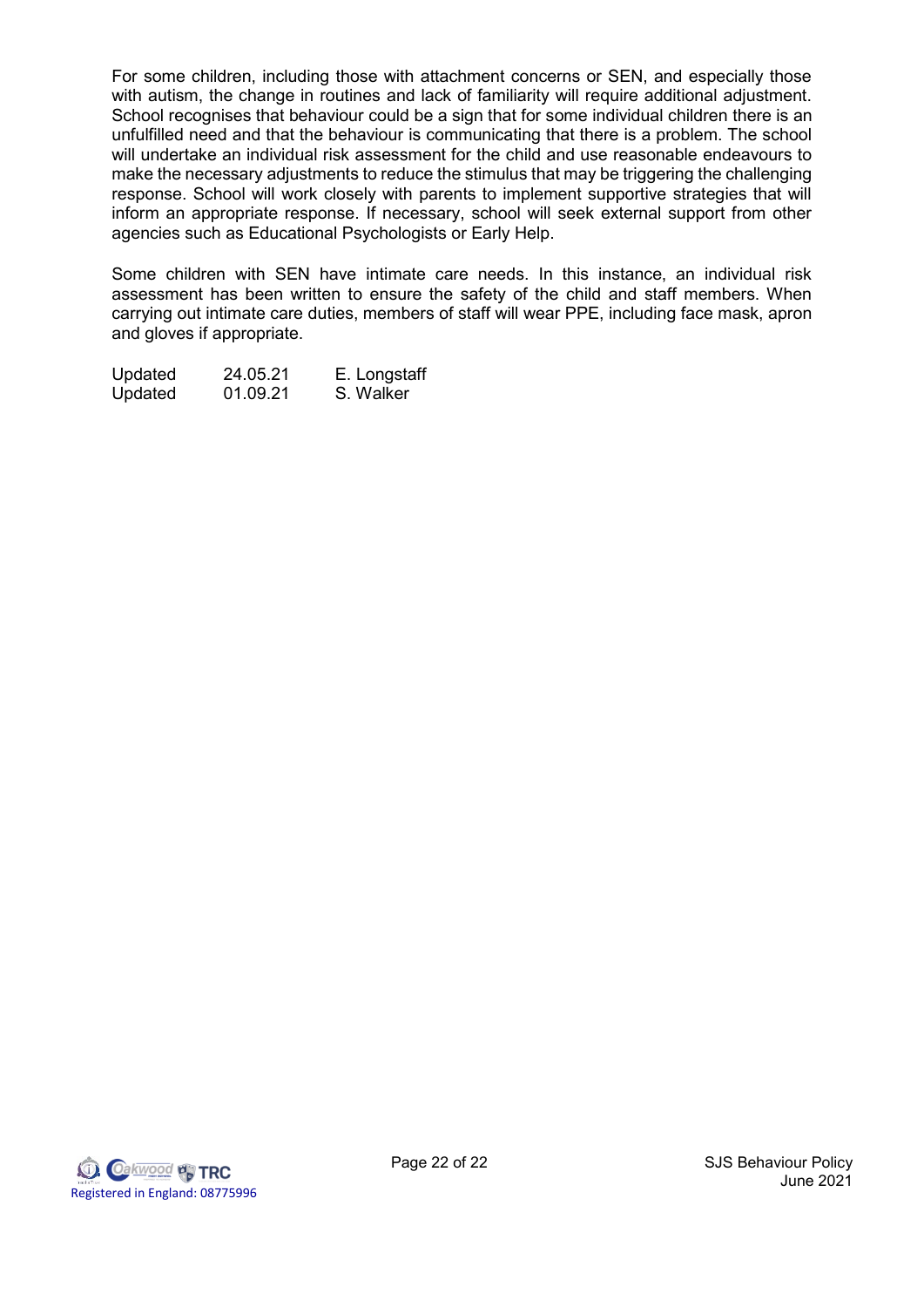For some children, including those with attachment concerns or SEN, and especially those with autism, the change in routines and lack of familiarity will require additional adjustment. School recognises that behaviour could be a sign that for some individual children there is an unfulfilled need and that the behaviour is communicating that there is a problem. The school will undertake an individual risk assessment for the child and use reasonable endeavours to make the necessary adjustments to reduce the stimulus that may be triggering the challenging response. School will work closely with parents to implement supportive strategies that will inform an appropriate response. If necessary, school will seek external support from other agencies such as Educational Psychologists or Early Help.

Some children with SEN have intimate care needs. In this instance, an individual risk assessment has been written to ensure the safety of the child and staff members. When carrying out intimate care duties, members of staff will wear PPE, including face mask, apron and gloves if appropriate.

| | | |
|---|---|---|
| Updated | 24.05.21 | E. Longstaff |
| Updated | 01.09.21 | S. Walker |